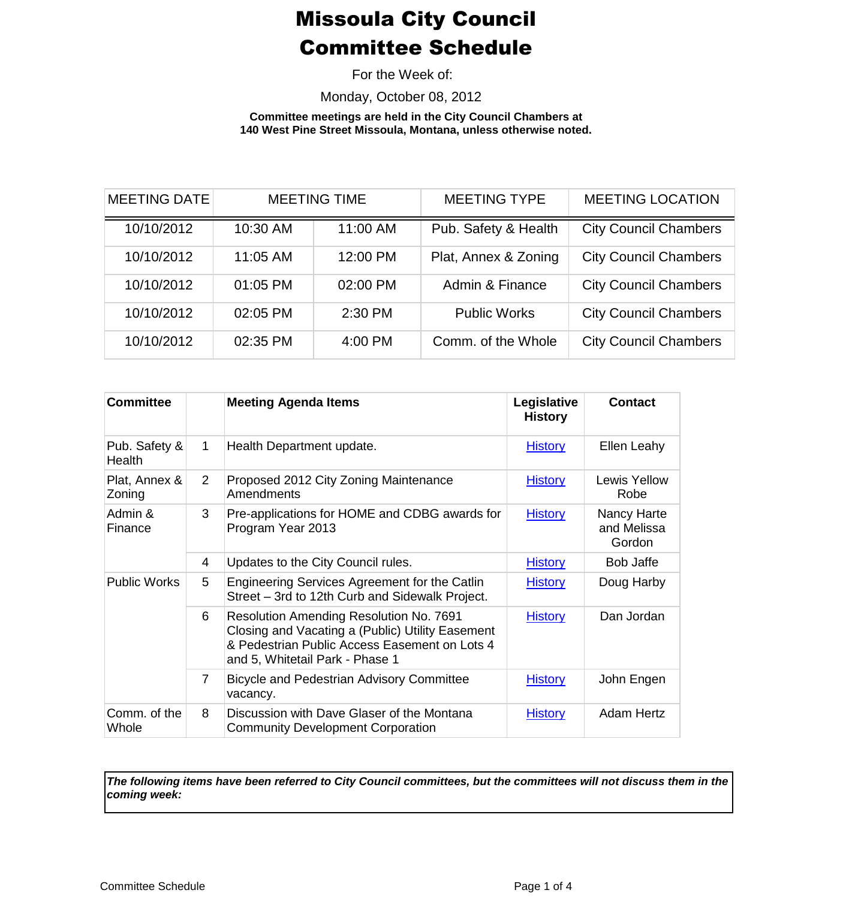# Missoula City Council Committee Schedule

For the Week of:

Monday, October 08, 2012

**Committee meetings are held in the City Council Chambers at 140 West Pine Street Missoula, Montana, unless otherwise noted.**

| MEETING DATE | MEETING TIME | | MEETING TYPE | MEETING LOCATION |
|---|---|---|---|---|
| 10/10/2012 | 10:30 AM | 11:00 AM | Pub. Safety & Health | City Council Chambers |
| 10/10/2012 | 11:05 AM | 12:00 PM | Plat, Annex & Zoning | City Council Chambers |
| 10/10/2012 | 01:05 PM | 02:00 PM | Admin & Finance | City Council Chambers |
| 10/10/2012 | 02:05 PM | 2:30 PM | Public Works | City Council Chambers |
| 10/10/2012 | 02:35 PM | 4:00 PM | Comm. of the Whole | City Council Chambers |

| Committee | | Meeting Agenda Items | Legislative History | Contact |
|---|---|---|---|---|
| Pub. Safety & Health | 1 | Health Department update. | History | Ellen Leahy |
| Plat, Annex & Zoning | 2 | Proposed 2012 City Zoning Maintenance Amendments | History | Lewis Yellow Robe |
| Admin & Finance | 3 | Pre-applications for HOME and CDBG awards for Program Year 2013 | History | Nancy Harte and Melissa Gordon |
| | 4 | Updates to the City Council rules. | History | Bob Jaffe |
| Public Works | 5 | Engineering Services Agreement for the Catlin Street – 3rd to 12th Curb and Sidewalk Project. | History | Doug Harby |
| | 6 | Resolution Amending Resolution No. 7691 Closing and Vacating a (Public) Utility Easement & Pedestrian Public Access Easement on Lots 4 and 5, Whitetail Park - Phase 1 | History | Dan Jordan |
| | 7 | Bicycle and Pedestrian Advisory Committee vacancy. | History | John Engen |
| Comm. of the Whole | 8 | Discussion with Dave Glaser of the Montana Community Development Corporation | History | Adam Hertz |

***The following items have been referred to City Council committees, but the committees will not discuss them in the coming week:***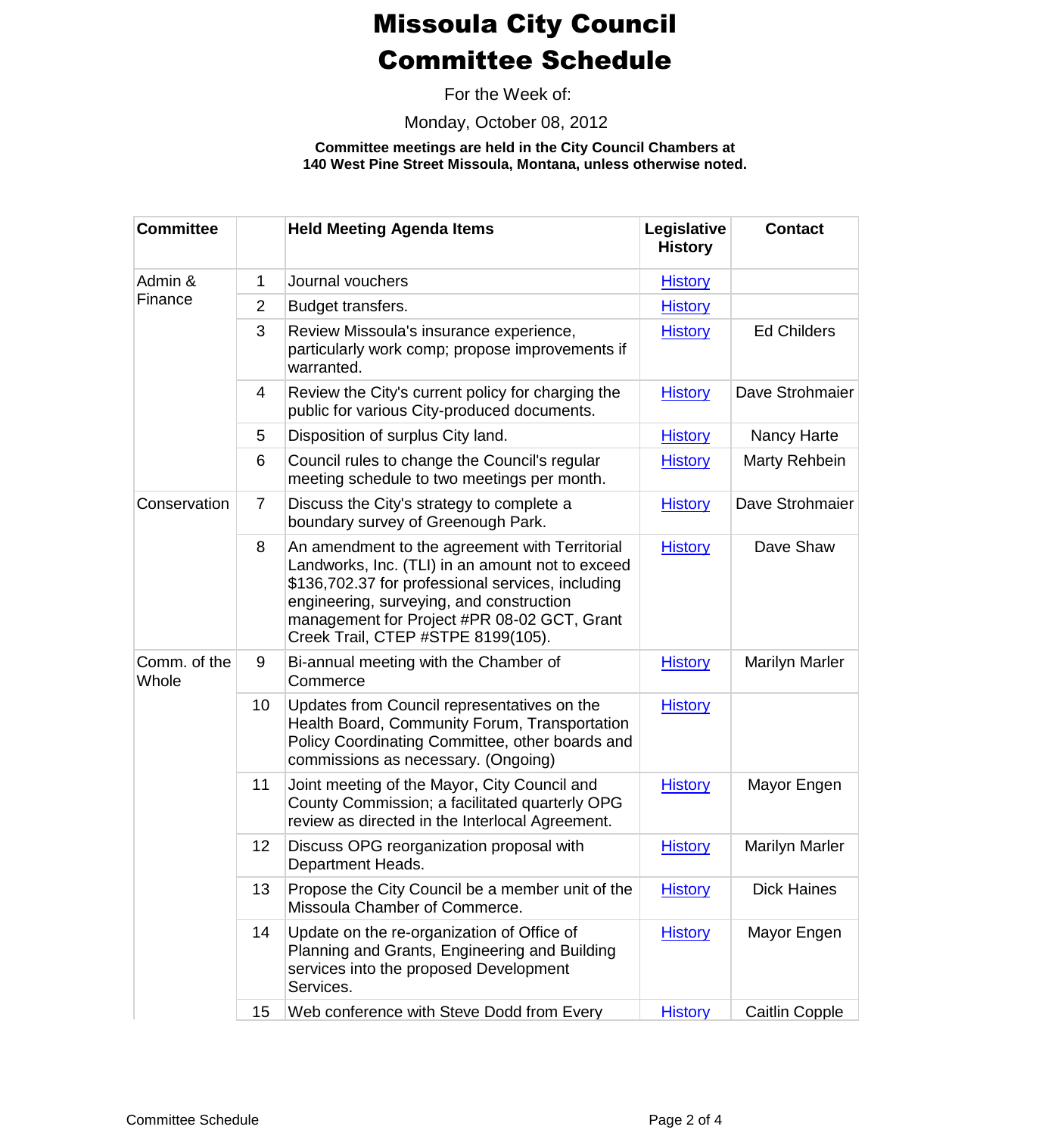# Missoula City Council
# Committee Schedule

For the Week of:

Monday, October 08, 2012

**Committee meetings are held in the City Council Chambers at 140 West Pine Street Missoula, Montana, unless otherwise noted.**

| Committee | | Held Meeting Agenda Items | Legislative History | Contact |
|---|---|---|---|---|
| Admin & Finance | 1 | Journal vouchers | History | |
| | 2 | Budget transfers. | History | |
| | 3 | Review Missoula's insurance experience, particularly work comp; propose improvements if warranted. | History | Ed Childers |
| | 4 | Review the City's current policy for charging the public for various City-produced documents. | History | Dave Strohmaier |
| | 5 | Disposition of surplus City land. | History | Nancy Harte |
| | 6 | Council rules to change the Council's regular meeting schedule to two meetings per month. | History | Marty Rehbein |
| Conservation | 7 | Discuss the City's strategy to complete a boundary survey of Greenough Park. | History | Dave Strohmaier |
| | 8 | An amendment to the agreement with Territorial Landworks, Inc. (TLI) in an amount not to exceed $136,702.37 for professional services, including engineering, surveying, and construction management for Project #PR 08-02 GCT, Grant Creek Trail, CTEP #STPE 8199(105). | History | Dave Shaw |
| Comm. of the Whole | 9 | Bi-annual meeting with the Chamber of Commerce | History | Marilyn Marler |
| | 10 | Updates from Council representatives on the Health Board, Community Forum, Transportation Policy Coordinating Committee, other boards and commissions as necessary. (Ongoing) | History | |
| | 11 | Joint meeting of the Mayor, City Council and County Commission; a facilitated quarterly OPG review as directed in the Interlocal Agreement. | History | Mayor Engen |
| | 12 | Discuss OPG reorganization proposal with Department Heads. | History | Marilyn Marler |
| | 13 | Propose the City Council be a member unit of the Missoula Chamber of Commerce. | History | Dick Haines |
| | 14 | Update on the re-organization of Office of Planning and Grants, Engineering and Building services into the proposed Development Services. | History | Mayor Engen |
| | 15 | Web conference with Steve Dodd from Every | History | Caitlin Copple |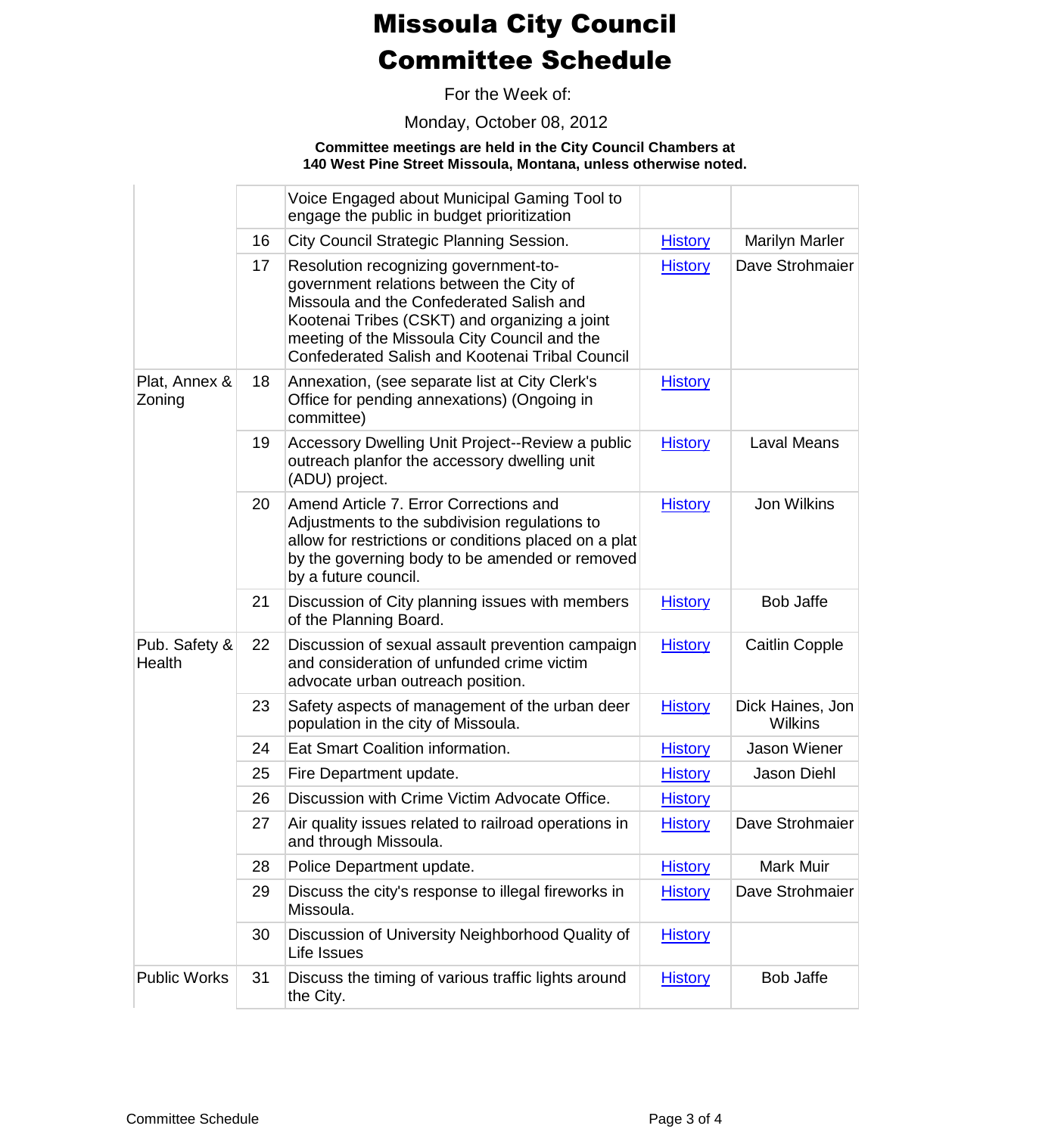# Missoula City Council Committee Schedule

For the Week of:

Monday, October 08, 2012

**Committee meetings are held in the City Council Chambers at 140 West Pine Street Missoula, Montana, unless otherwise noted.**

| | | | | |
|---|---|---|---|---|
| | | Voice Engaged about Municipal Gaming Tool to engage the public in budget prioritization | | |
| | 16 | City Council Strategic Planning Session. | History | Marilyn Marler |
| | 17 | Resolution recognizing government-to-government relations between the City of Missoula and the Confederated Salish and Kootenai Tribes (CSKT) and organizing a joint meeting of the Missoula City Council and the Confederated Salish and Kootenai Tribal Council | History | Dave Strohmaier |
| Plat, Annex & Zoning | 18 | Annexation, (see separate list at City Clerk's Office for pending annexations) (Ongoing in committee) | History | |
| | 19 | Accessory Dwelling Unit Project--Review a public outreach planfor the accessory dwelling unit (ADU) project. | History | Laval Means |
| | 20 | Amend Article 7. Error Corrections and Adjustments to the subdivision regulations to allow for restrictions or conditions placed on a plat by the governing body to be amended or removed by a future council. | History | Jon Wilkins |
| | 21 | Discussion of City planning issues with members of the Planning Board. | History | Bob Jaffe |
| Pub. Safety & Health | 22 | Discussion of sexual assault prevention campaign and consideration of unfunded crime victim advocate urban outreach position. | History | Caitlin Copple |
| | 23 | Safety aspects of management of the urban deer population in the city of Missoula. | History | Dick Haines, Jon Wilkins |
| | 24 | Eat Smart Coalition information. | History | Jason Wiener |
| | 25 | Fire Department update. | History | Jason Diehl |
| | 26 | Discussion with Crime Victim Advocate Office. | History | |
| | 27 | Air quality issues related to railroad operations in and through Missoula. | History | Dave Strohmaier |
| | 28 | Police Department update. | History | Mark Muir |
| | 29 | Discuss the city's response to illegal fireworks in Missoula. | History | Dave Strohmaier |
| | 30 | Discussion of University Neighborhood Quality of Life Issues | History | |
| Public Works | 31 | Discuss the timing of various traffic lights around the City. | History | Bob Jaffe |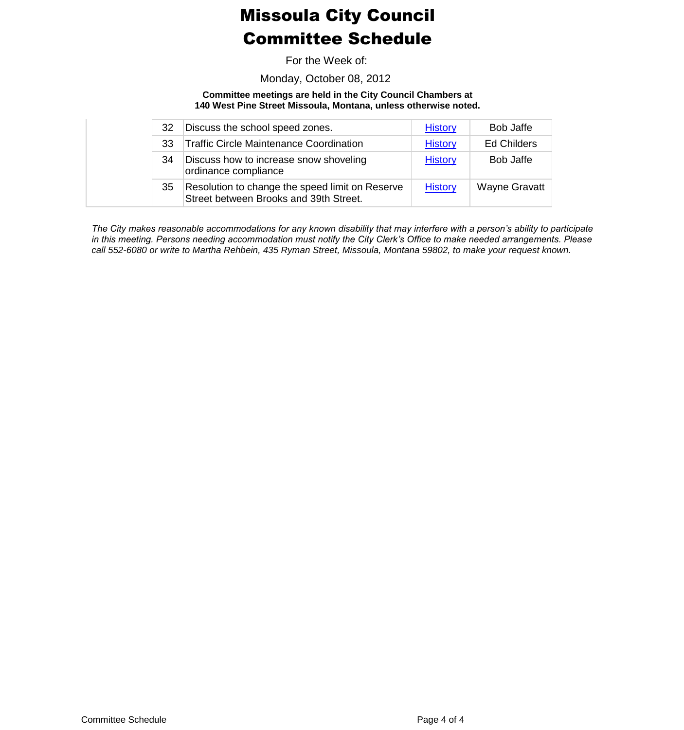# Missoula City Council
# Committee Schedule

For the Week of:

Monday, October 08, 2012

**Committee meetings are held in the City Council Chambers at 140 West Pine Street Missoula, Montana, unless otherwise noted.**

| | | | | |
|---|---|---|---|---|
| | 32 | Discuss the school speed zones. | History | Bob Jaffe |
| | 33 | Traffic Circle Maintenance Coordination | History | Ed Childers |
| | 34 | Discuss how to increase snow shoveling ordinance compliance | History | Bob Jaffe |
| | 35 | Resolution to change the speed limit on Reserve Street between Brooks and 39th Street. | History | Wayne Gravatt |

*The City makes reasonable accommodations for any known disability that may interfere with a person's ability to participate in this meeting. Persons needing accommodation must notify the City Clerk's Office to make needed arrangements. Please call 552-6080 or write to Martha Rehbein, 435 Ryman Street, Missoula, Montana 59802, to make your request known.*